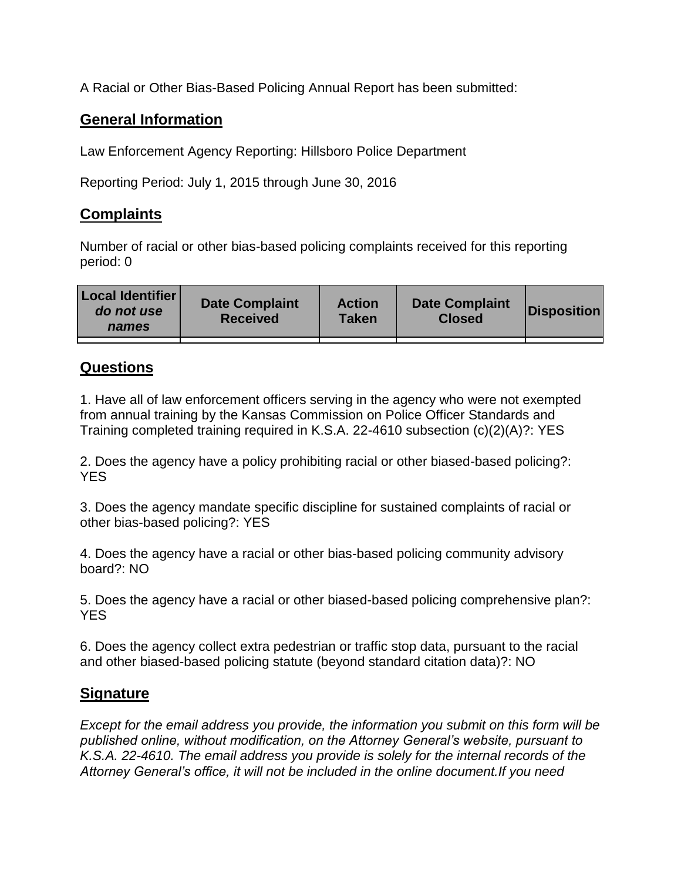A Racial or Other Bias-Based Policing Annual Report has been submitted:

## General Information

Law Enforcement Agency Reporting: Hillsboro Police Department

Reporting Period: July 1, 2015 through June 30, 2016

## Complaints

Number of racial or other bias-based policing complaints received for this reporting period: 0

| Local Identifier *do not use names* | Date Complaint Received | Action Taken | Date Complaint Closed | Disposition |
|---|---|---|---|---|
| | | | | |

## Questions

1. Have all of law enforcement officers serving in the agency who were not exempted from annual training by the Kansas Commission on Police Officer Standards and Training completed training required in K.S.A. 22-4610 subsection (c)(2)(A)?: YES

2. Does the agency have a policy prohibiting racial or other biased-based policing?: YES

3. Does the agency mandate specific discipline for sustained complaints of racial or other bias-based policing?: YES

4. Does the agency have a racial or other bias-based policing community advisory board?: NO

5. Does the agency have a racial or other biased-based policing comprehensive plan?: YES

6. Does the agency collect extra pedestrian or traffic stop data, pursuant to the racial and other biased-based policing statute (beyond standard citation data)?: NO

## Signature

*Except for the email address you provide, the information you submit on this form will be published online, without modification, on the Attorney General's website, pursuant to K.S.A. 22-4610. The email address you provide is solely for the internal records of the Attorney General's office, it will not be included in the online document.If you need*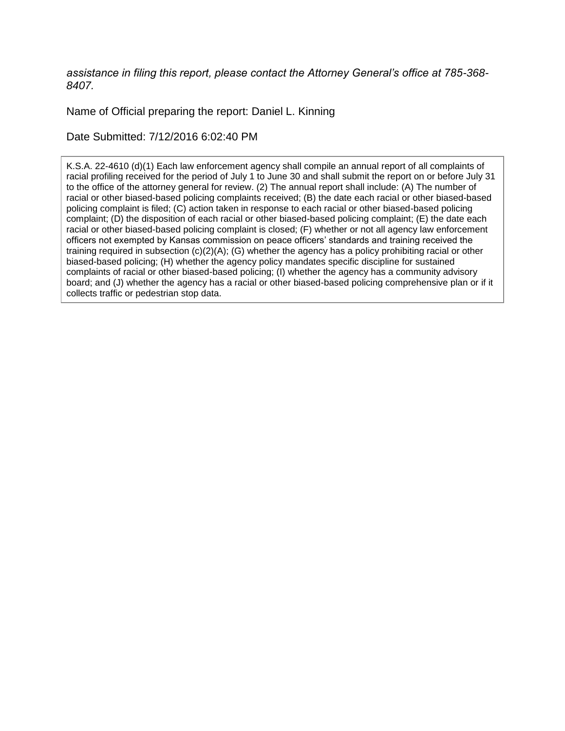*assistance in filing this report, please contact the Attorney General's office at 785-368-8407.*

Name of Official preparing the report: Daniel L. Kinning

Date Submitted: 7/12/2016 6:02:40 PM

K.S.A. 22-4610 (d)(1) Each law enforcement agency shall compile an annual report of all complaints of racial profiling received for the period of July 1 to June 30 and shall submit the report on or before July 31 to the office of the attorney general for review. (2) The annual report shall include: (A) The number of racial or other biased-based policing complaints received; (B) the date each racial or other biased-based policing complaint is filed; (C) action taken in response to each racial or other biased-based policing complaint; (D) the disposition of each racial or other biased-based policing complaint; (E) the date each racial or other biased-based policing complaint is closed; (F) whether or not all agency law enforcement officers not exempted by Kansas commission on peace officers' standards and training received the training required in subsection (c)(2)(A); (G) whether the agency has a policy prohibiting racial or other biased-based policing; (H) whether the agency policy mandates specific discipline for sustained complaints of racial or other biased-based policing; (I) whether the agency has a community advisory board; and (J) whether the agency has a racial or other biased-based policing comprehensive plan or if it collects traffic or pedestrian stop data.